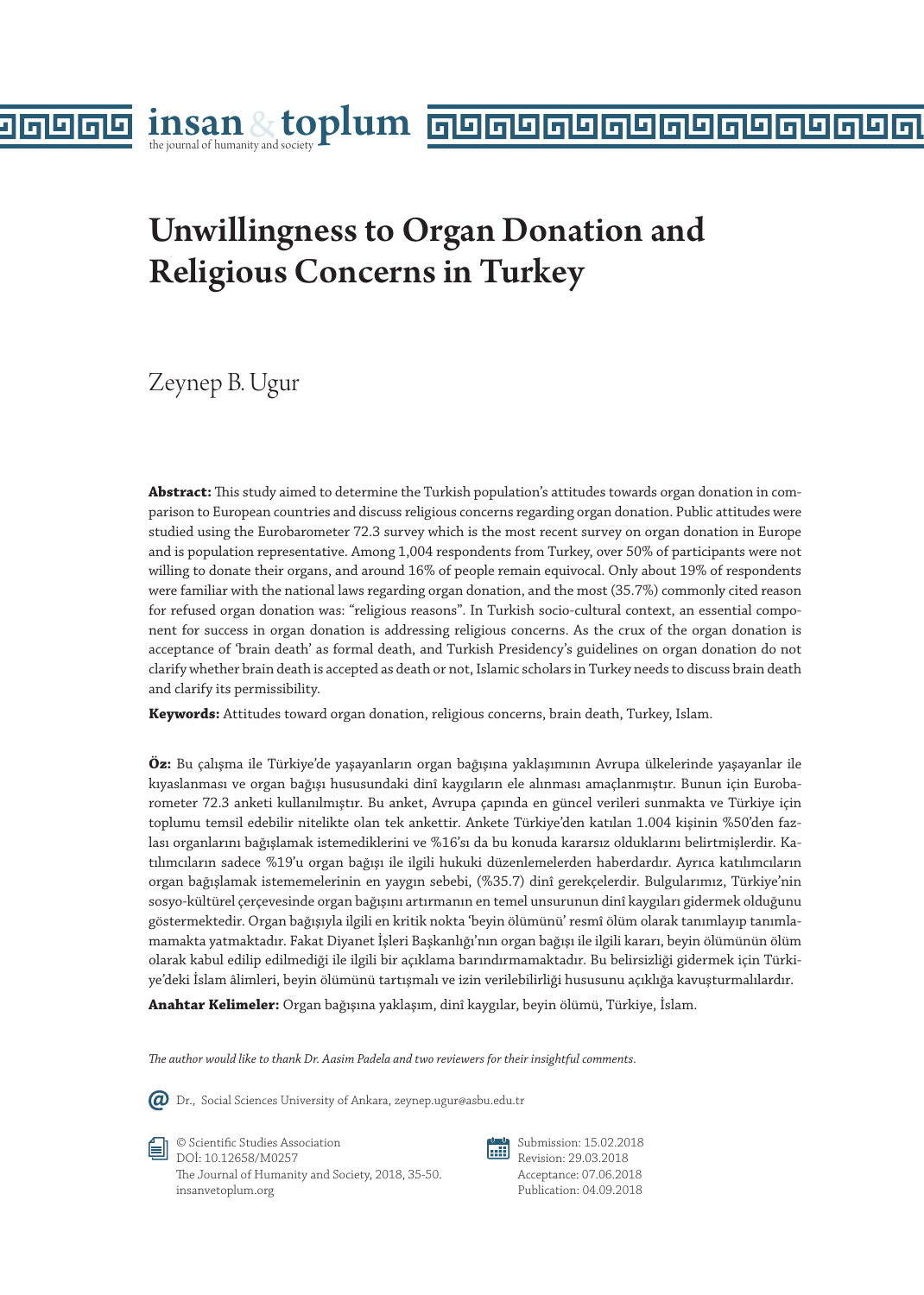# Unwillingness to Organ Donation and Religious Concerns in Turkey

Zeynep B. Ugur

**Abstract:** This study aimed to determine the Turkish population's attitudes towards organ donation in comparison to European countries and discuss religious concerns regarding organ donation. Public attitudes were studied using the Eurobarometer 72.3 survey which is the most recent survey on organ donation in Europe and is population representative. Among 1,004 respondents from Turkey, over 50% of participants were not willing to donate their organs, and around 16% of people remain equivocal. Only about 19% of respondents were familiar with the national laws regarding organ donation, and the most (35.7%) commonly cited reason for refused organ donation was: "religious reasons". In Turkish socio-cultural context, an essential component for success in organ donation is addressing religious concerns. As the crux of the organ donation is acceptance of 'brain death' as formal death, and Turkish Presidency's guidelines on organ donation do not clarify whether brain death is accepted as death or not, Islamic scholars in Turkey needs to discuss brain death and clarify its permissibility.

**Keywords:** Attitudes toward organ donation, religious concerns, brain death, Turkey, Islam.

**Öz:** Bu çalışma ile Türkiye'de yaşayanların organ bağışına yaklaşımının Avrupa ülkelerinde yaşayanlar ile kıyaslanması ve organ bağışı hususundaki dinî kaygıların ele alınması amaçlanmıştır. Bunun için Eurobarometer 72.3 anketi kullanılmıştır. Bu anket, Avrupa çapında en güncel verileri sunmakta ve Türkiye için toplumu temsil edebilir nitelikte olan tek ankettir. Ankete Türkiye'den katılan 1.004 kişinin %50'den fazlası organlarını bağışlamak istemediklerini ve %16'sı da bu konuda kararsız olduklarını belirtmişlerdir. Katılımcıların sadece %19'u organ bağışı ile ilgili hukuki düzenlemelerden haberdardır. Ayrıca katılımcıların organ bağışlamak istememelerinin en yaygın sebebi, (%35.7) dinî gerekçelerdir. Bulgularımız, Türkiye'nin sosyo-kültürel çerçevesinde organ bağışını artırmanın en temel unsurunun dinî kaygıları gidermek olduğunu göstermektedir. Organ bağışıyla ilgili en kritik nokta 'beyin ölümünü' resmî ölüm olarak tanımlayıp tanımlamamakta yatmaktadır. Fakat Diyanet İşleri Başkanlığı'nın organ bağışı ile ilgili kararı, beyin ölümünün ölüm olarak kabul edilip edilmediği ile ilgili bir açıklama barındırmamaktadır. Bu belirsizliği gidermek için Türkiye'deki İslam âlimleri, beyin ölümünü tartışmalı ve izin verilebilirliği hususunu açıklığa kavuşturmalılardır.

**Anahtar Kelimeler:** Organ bağışına yaklaşım, dinî kaygılar, beyin ölümü, Türkiye, İslam.

*The author would like to thank Dr. Aasim Padela and two reviewers for their insightful comments.*

Dr., Social Sciences University of Ankara, zeynep.ugur@asbu.edu.tr

© Scientific Studies Association
DOİ: 10.12658/M0257
The Journal of Humanity and Society, 2018, 35-50.
insanvetoplum.org

Submission: 15.02.2018
Revision: 29.03.2018
Acceptance: 07.06.2018
Publication: 04.09.2018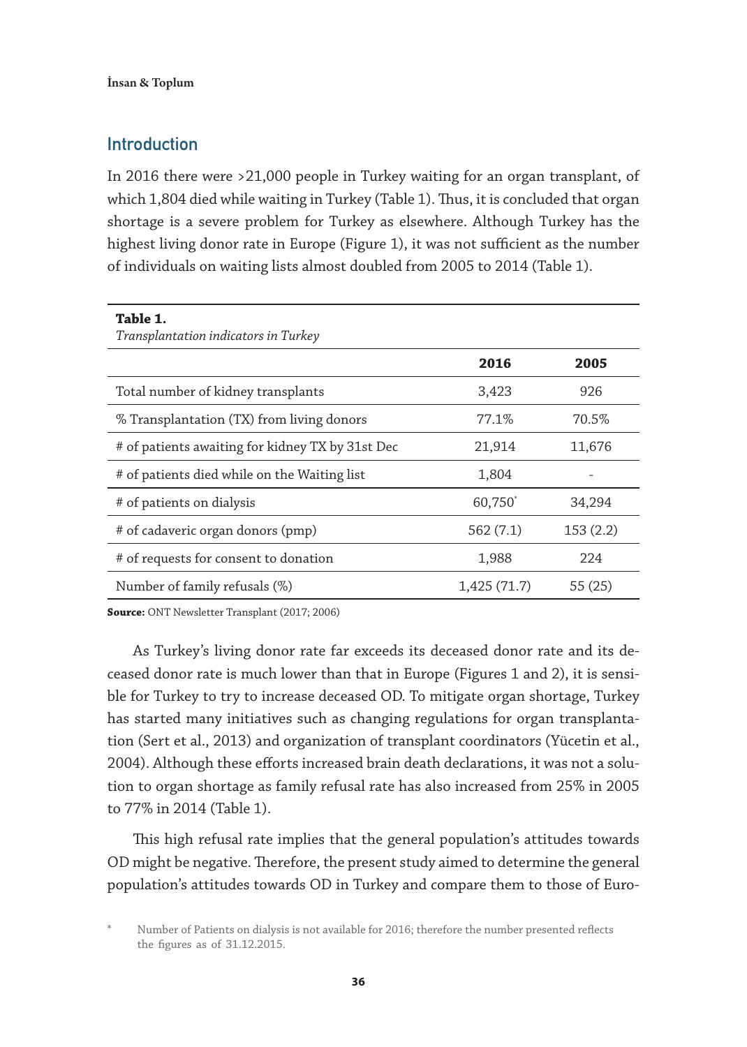## Introduction

In 2016 there were >21,000 people in Turkey waiting for an organ transplant, of which 1,804 died while waiting in Turkey (Table 1). Thus, it is concluded that organ shortage is a severe problem for Turkey as elsewhere. Although Turkey has the highest living donor rate in Europe (Figure 1), it was not sufficient as the number of individuals on waiting lists almost doubled from 2005 to 2014 (Table 1).

**Table 1.**
*Transplantation indicators in Turkey*

| | 2016 | 2005 |
|---|---|---|
| Total number of kidney transplants | 3,423 | 926 |
| % Transplantation (TX) from living donors | 77.1% | 70.5% |
| # of patients awaiting for kidney TX by 31st Dec | 21,914 | 11,676 |
| # of patients died while on the Waiting list | 1,804 | - |
| # of patients on dialysis | 60,750* | 34,294 |
| # of cadaveric organ donors (pmp) | 562 (7.1) | 153 (2.2) |
| # of requests for consent to donation | 1,988 | 224 |
| Number of family refusals (%) | 1,425 (71.7) | 55 (25) |

**Source:** ONT Newsletter Transplant (2017; 2006)

As Turkey's living donor rate far exceeds its deceased donor rate and its deceased donor rate is much lower than that in Europe (Figures 1 and 2), it is sensible for Turkey to try to increase deceased OD. To mitigate organ shortage, Turkey has started many initiatives such as changing regulations for organ transplantation (Sert et al., 2013) and organization of transplant coordinators (Yücetin et al., 2004). Although these efforts increased brain death declarations, it was not a solution to organ shortage as family refusal rate has also increased from 25% in 2005 to 77% in 2014 (Table 1).

This high refusal rate implies that the general population's attitudes towards OD might be negative. Therefore, the present study aimed to determine the general population's attitudes towards OD in Turkey and compare them to those of Euro-

\* Number of Patients on dialysis is not available for 2016; therefore the number presented reflects the figures as of 31.12.2015.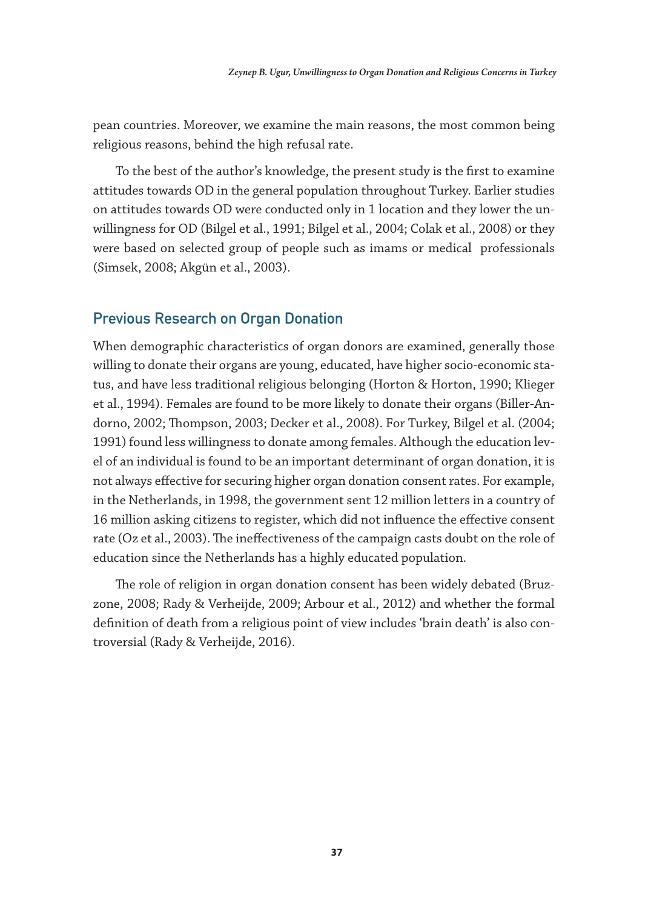pean countries. Moreover, we examine the main reasons, the most common being religious reasons, behind the high refusal rate.

To the best of the author's knowledge, the present study is the first to examine attitudes towards OD in the general population throughout Turkey. Earlier studies on attitudes towards OD were conducted only in 1 location and they lower the unwillingness for OD (Bilgel et al., 1991; Bilgel et al., 2004; Colak et al., 2008) or they were based on selected group of people such as imams or medical professionals (Simsek, 2008; Akgün et al., 2003).

## Previous Research on Organ Donation

When demographic characteristics of organ donors are examined, generally those willing to donate their organs are young, educated, have higher socio-economic status, and have less traditional religious belonging (Horton & Horton, 1990; Klieger et al., 1994). Females are found to be more likely to donate their organs (Biller-Andorno, 2002; Thompson, 2003; Decker et al., 2008). For Turkey, Bilgel et al. (2004; 1991) found less willingness to donate among females. Although the education level of an individual is found to be an important determinant of organ donation, it is not always effective for securing higher organ donation consent rates. For example, in the Netherlands, in 1998, the government sent 12 million letters in a country of 16 million asking citizens to register, which did not influence the effective consent rate (Oz et al., 2003). The ineffectiveness of the campaign casts doubt on the role of education since the Netherlands has a highly educated population.

The role of religion in organ donation consent has been widely debated (Bruzzone, 2008; Rady & Verheijde, 2009; Arbour et al., 2012) and whether the formal definition of death from a religious point of view includes 'brain death' is also controversial (Rady & Verheijde, 2016).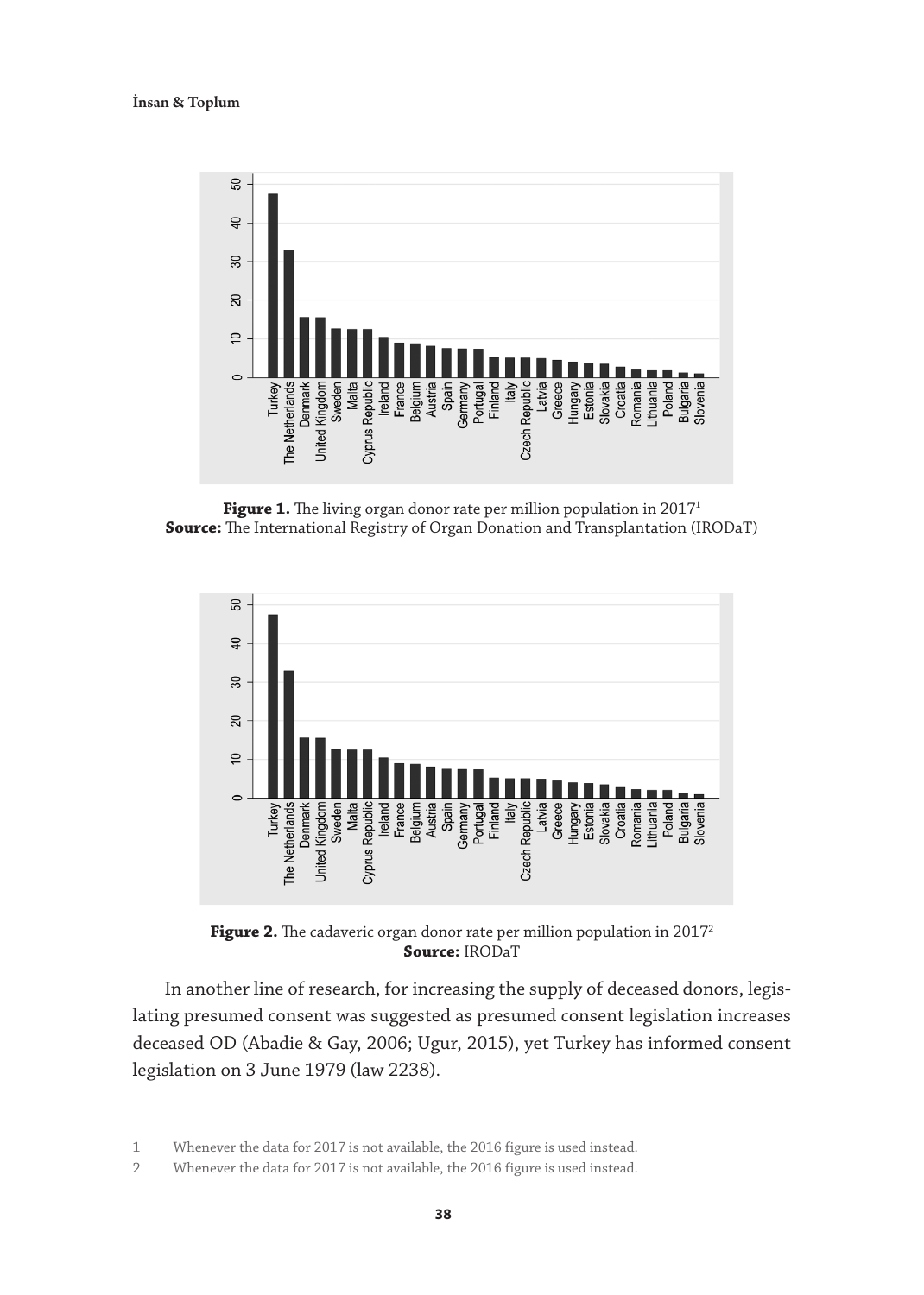**Figure 1.** The living organ donor rate per million population in 2017[1]
**Source:** The International Registry of Organ Donation and Transplantation (IRODaT)

**Figure 2.** The cadaveric organ donor rate per million population in 2017[2]
**Source:** IRODaT

In another line of research, for increasing the supply of deceased donors, legislating presumed consent was suggested as presumed consent legislation increases deceased OD (Abadie & Gay, 2006; Ugur, 2015), yet Turkey has informed consent legislation on 3 June 1979 (law 2238).

1 Whenever the data for 2017 is not available, the 2016 figure is used instead.

2 Whenever the data for 2017 is not available, the 2016 figure is used instead.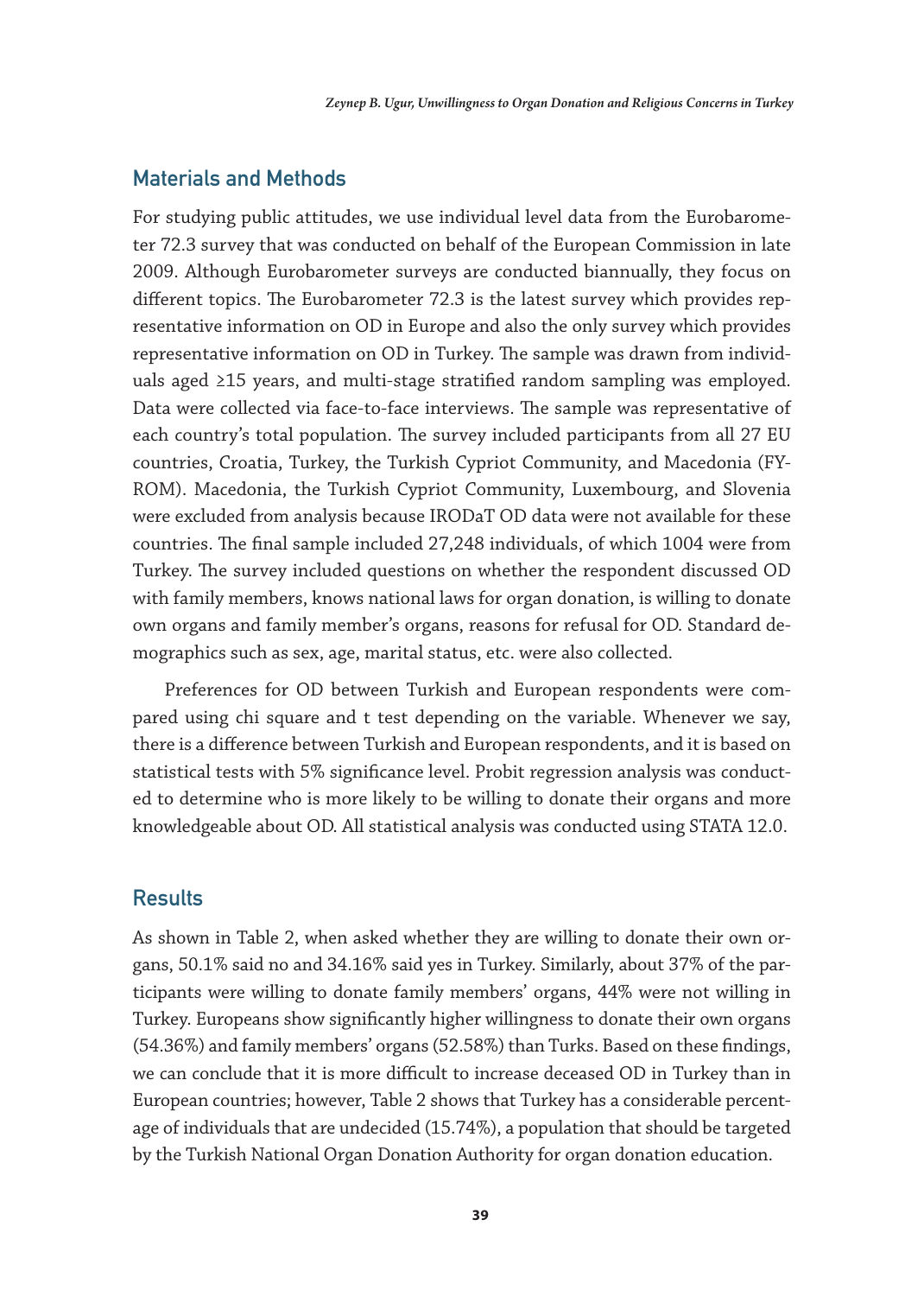## Materials and Methods

For studying public attitudes, we use individual level data from the Eurobarometer 72.3 survey that was conducted on behalf of the European Commission in late 2009. Although Eurobarometer surveys are conducted biannually, they focus on different topics. The Eurobarometer 72.3 is the latest survey which provides representative information on OD in Europe and also the only survey which provides representative information on OD in Turkey. The sample was drawn from individuals aged ≥15 years, and multi-stage stratified random sampling was employed. Data were collected via face-to-face interviews. The sample was representative of each country's total population. The survey included participants from all 27 EU countries, Croatia, Turkey, the Turkish Cypriot Community, and Macedonia (FYROM). Macedonia, the Turkish Cypriot Community, Luxembourg, and Slovenia were excluded from analysis because IRODaT OD data were not available for these countries. The final sample included 27,248 individuals, of which 1004 were from Turkey. The survey included questions on whether the respondent discussed OD with family members, knows national laws for organ donation, is willing to donate own organs and family member's organs, reasons for refusal for OD. Standard demographics such as sex, age, marital status, etc. were also collected.

Preferences for OD between Turkish and European respondents were compared using chi square and t test depending on the variable. Whenever we say, there is a difference between Turkish and European respondents, and it is based on statistical tests with 5% significance level. Probit regression analysis was conducted to determine who is more likely to be willing to donate their organs and more knowledgeable about OD. All statistical analysis was conducted using STATA 12.0.

## Results

As shown in Table 2, when asked whether they are willing to donate their own organs, 50.1% said no and 34.16% said yes in Turkey. Similarly, about 37% of the participants were willing to donate family members' organs, 44% were not willing in Turkey. Europeans show significantly higher willingness to donate their own organs (54.36%) and family members' organs (52.58%) than Turks. Based on these findings, we can conclude that it is more difficult to increase deceased OD in Turkey than in European countries; however, Table 2 shows that Turkey has a considerable percentage of individuals that are undecided (15.74%), a population that should be targeted by the Turkish National Organ Donation Authority for organ donation education.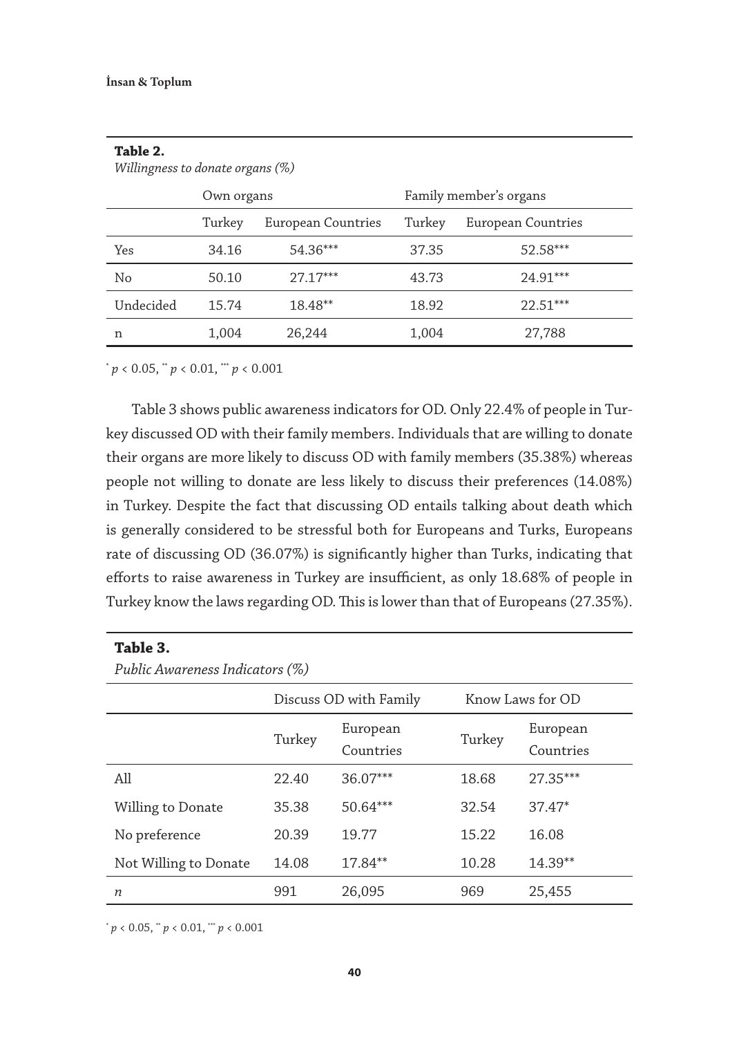**Table 2.**

*Willingness to donate organs (%)*

| | Own organs | | Family member's organs | |
|---|---|---|---|---|
| | Turkey | European Countries | Turkey | European Countries |
| Yes | 34.16 | 54.36*** | 37.35 | 52.58*** |
| No | 50.10 | 27.17*** | 43.73 | 24.91*** |
| Undecided | 15.74 | 18.48** | 18.92 | 22.51*** |
| n | 1,004 | 26,244 | 1,004 | 27,788 |

* $p < 0.05$, ** $p < 0.01$, *** $p < 0.001$

Table 3 shows public awareness indicators for OD. Only 22.4% of people in Turkey discussed OD with their family members. Individuals that are willing to donate their organs are more likely to discuss OD with family members (35.38%) whereas people not willing to donate are less likely to discuss their preferences (14.08%) in Turkey. Despite the fact that discussing OD entails talking about death which is generally considered to be stressful both for Europeans and Turks, Europeans rate of discussing OD (36.07%) is significantly higher than Turks, indicating that efforts to raise awareness in Turkey are insufficient, as only 18.68% of people in Turkey know the laws regarding OD. This is lower than that of Europeans (27.35%).

**Table 3.**

*Public Awareness Indicators (%)*

| | Discuss OD with Family | | Know Laws for OD | |
|---|---|---|---|---|
| | Turkey | European Countries | Turkey | European Countries |
| All | 22.40 | 36.07*** | 18.68 | 27.35*** |
| Willing to Donate | 35.38 | 50.64*** | 32.54 | 37.47* |
| No preference | 20.39 | 19.77 | 15.22 | 16.08 |
| Not Willing to Donate | 14.08 | 17.84** | 10.28 | 14.39** |
| *n* | 991 | 26,095 | 969 | 25,455 |

* $p < 0.05$, ** $p < 0.01$, *** $p < 0.001$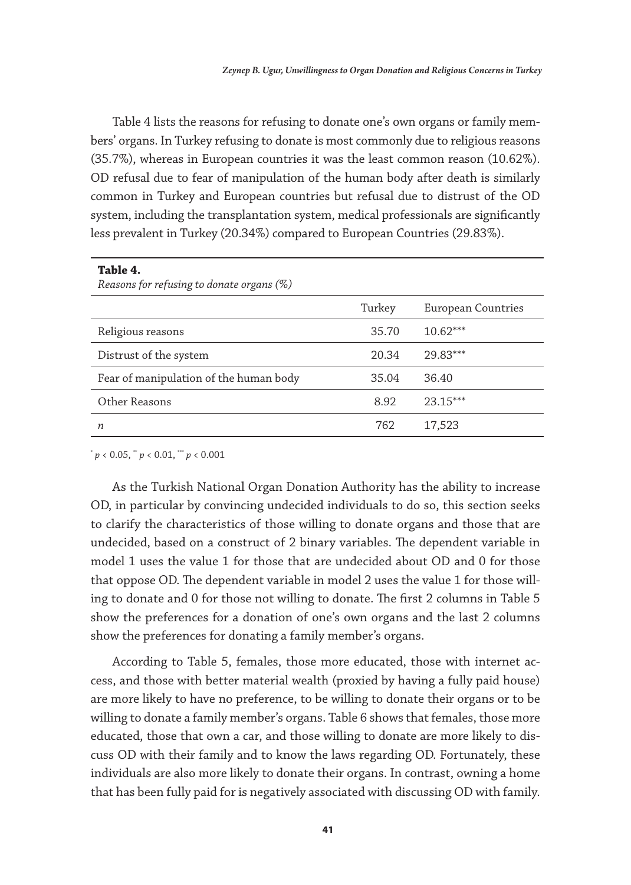Table 4 lists the reasons for refusing to donate one's own organs or family members' organs. In Turkey refusing to donate is most commonly due to religious reasons (35.7%), whereas in European countries it was the least common reason (10.62%). OD refusal due to fear of manipulation of the human body after death is similarly common in Turkey and European countries but refusal due to distrust of the OD system, including the transplantation system, medical professionals are significantly less prevalent in Turkey (20.34%) compared to European Countries (29.83%).

**Table 4.**
*Reasons for refusing to donate organs (%)*

| | Turkey | European Countries |
|---|---|---|
| Religious reasons | 35.70 | 10.62*** |
| Distrust of the system | 20.34 | 29.83*** |
| Fear of manipulation of the human body | 35.04 | 36.40 |
| Other Reasons | 8.92 | 23.15*** |
| *n* | 762 | 17,523 |

\* $p < 0.05$, \*\* $p < 0.01$, \*\*\* $p < 0.001$

As the Turkish National Organ Donation Authority has the ability to increase OD, in particular by convincing undecided individuals to do so, this section seeks to clarify the characteristics of those willing to donate organs and those that are undecided, based on a construct of 2 binary variables. The dependent variable in model 1 uses the value 1 for those that are undecided about OD and 0 for those that oppose OD. The dependent variable in model 2 uses the value 1 for those willing to donate and 0 for those not willing to donate. The first 2 columns in Table 5 show the preferences for a donation of one's own organs and the last 2 columns show the preferences for donating a family member's organs.

According to Table 5, females, those more educated, those with internet access, and those with better material wealth (proxied by having a fully paid house) are more likely to have no preference, to be willing to donate their organs or to be willing to donate a family member's organs. Table 6 shows that females, those more educated, those that own a car, and those willing to donate are more likely to discuss OD with their family and to know the laws regarding OD. Fortunately, these individuals are also more likely to donate their organs. In contrast, owning a home that has been fully paid for is negatively associated with discussing OD with family.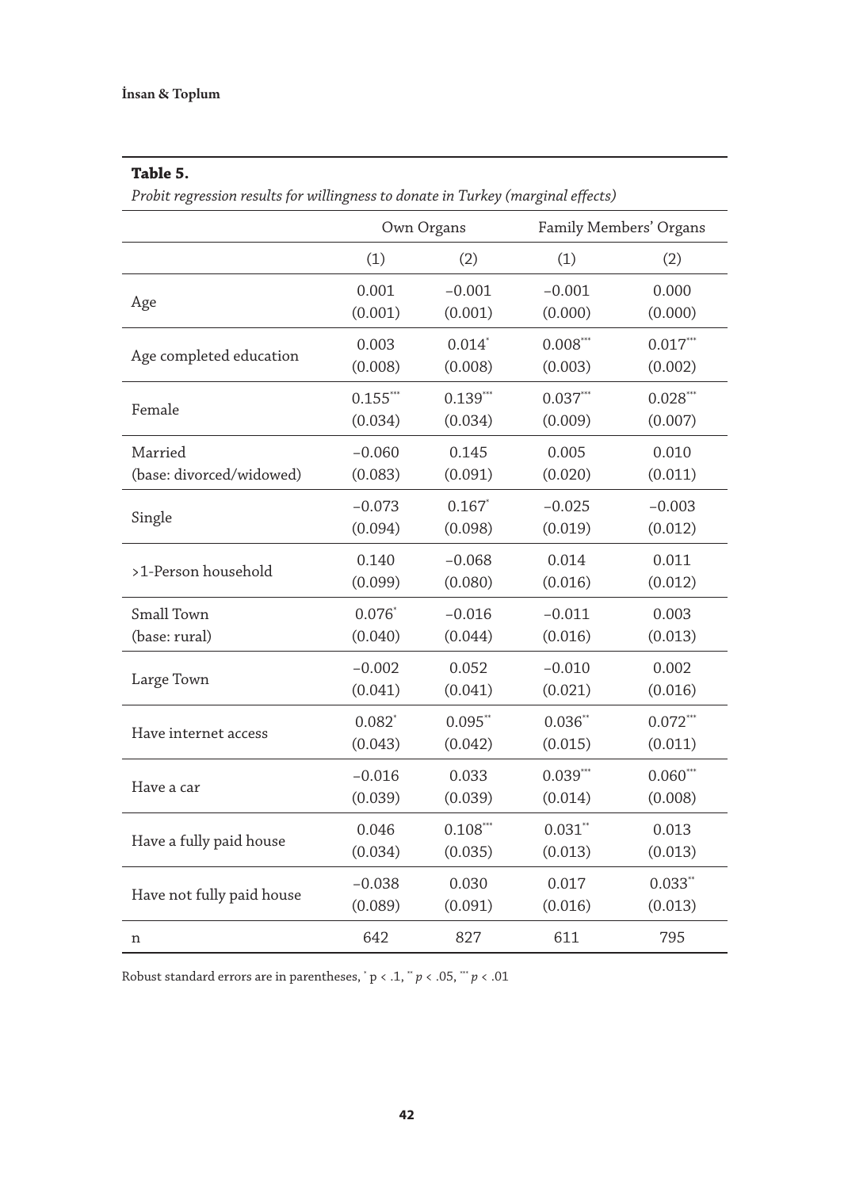**Table 5.**

*Probit regression results for willingness to donate in Turkey (marginal effects)*

| | Own Organs | | Family Members' Organs | |
|---|---|---|---|---|
| | (1) | (2) | (1) | (2) |
| Age | 0.001<br>(0.001) | −0.001<br>(0.001) | −0.001<br>(0.000) | 0.000<br>(0.000) |
| Age completed education | 0.003<br>(0.008) | 0.014*<br>(0.008) | 0.008***<br>(0.003) | 0.017***<br>(0.002) |
| Female | 0.155***<br>(0.034) | 0.139***<br>(0.034) | 0.037***<br>(0.009) | 0.028***<br>(0.007) |
| Married<br>(base: divorced/widowed) | −0.060<br>(0.083) | 0.145<br>(0.091) | 0.005<br>(0.020) | 0.010<br>(0.011) |
| Single | −0.073<br>(0.094) | 0.167*<br>(0.098) | −0.025<br>(0.019) | −0.003<br>(0.012) |
| >1-Person household | 0.140<br>(0.099) | −0.068<br>(0.080) | 0.014<br>(0.016) | 0.011<br>(0.012) |
| Small Town<br>(base: rural) | 0.076*<br>(0.040) | −0.016<br>(0.044) | −0.011<br>(0.016) | 0.003<br>(0.013) |
| Large Town | −0.002<br>(0.041) | 0.052<br>(0.041) | −0.010<br>(0.021) | 0.002<br>(0.016) |
| Have internet access | 0.082*<br>(0.043) | 0.095**<br>(0.042) | 0.036**<br>(0.015) | 0.072***<br>(0.011) |
| Have a car | −0.016<br>(0.039) | 0.033<br>(0.039) | 0.039***<br>(0.014) | 0.060***<br>(0.008) |
| Have a fully paid house | 0.046<br>(0.034) | 0.108***<br>(0.035) | 0.031**<br>(0.013) | 0.013<br>(0.013) |
| Have not fully paid house | −0.038<br>(0.089) | 0.030<br>(0.091) | 0.017<br>(0.016) | 0.033**<br>(0.013) |
| n | 642 | 827 | 611 | 795 |

Robust standard errors are in parentheses, * $p < .1$, ** $p < .05$, *** $p < .01$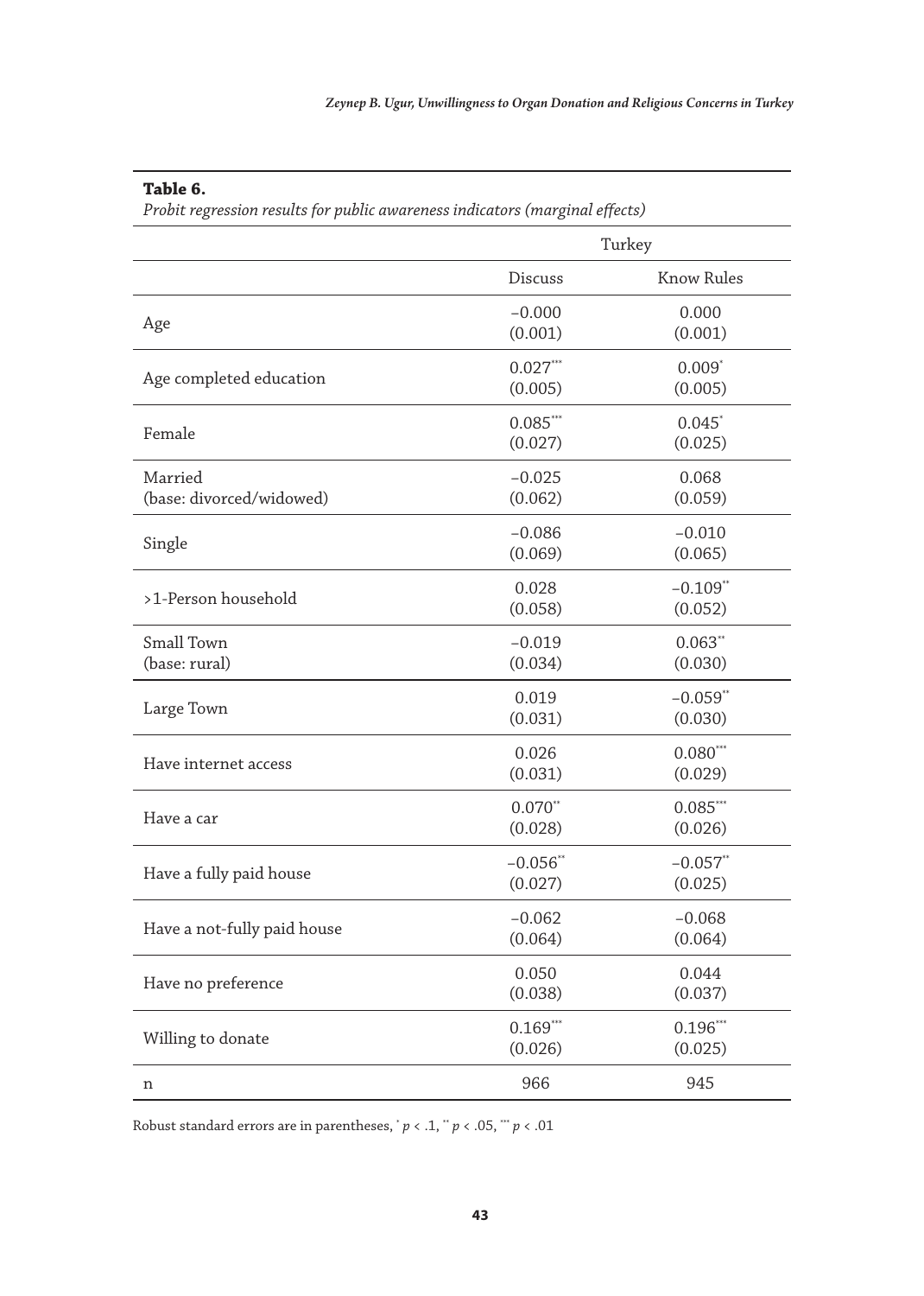**Table 6.**

*Probit regression results for public awareness indicators (marginal effects)*

| | Turkey | |
|---|---|---|
| | Discuss | Know Rules |
| Age | −0.000<br>(0.001) | 0.000<br>(0.001) |
| Age completed education | 0.027***<br>(0.005) | 0.009*<br>(0.005) |
| Female | 0.085***<br>(0.027) | 0.045*<br>(0.025) |
| Married<br>(base: divorced/widowed) | −0.025<br>(0.062) | 0.068<br>(0.059) |
| Single | −0.086<br>(0.069) | −0.010<br>(0.065) |
| >1-Person household | 0.028<br>(0.058) | −0.109**<br>(0.052) |
| Small Town<br>(base: rural) | −0.019<br>(0.034) | 0.063**<br>(0.030) |
| Large Town | 0.019<br>(0.031) | −0.059**<br>(0.030) |
| Have internet access | 0.026<br>(0.031) | 0.080***<br>(0.029) |
| Have a car | 0.070**<br>(0.028) | 0.085***<br>(0.026) |
| Have a fully paid house | −0.056**<br>(0.027) | −0.057**<br>(0.025) |
| Have a not-fully paid house | −0.062<br>(0.064) | −0.068<br>(0.064) |
| Have no preference | 0.050<br>(0.038) | 0.044<br>(0.037) |
| Willing to donate | 0.169***<br>(0.026) | 0.196***<br>(0.025) |
| n | 966 | 945 |

Robust standard errors are in parentheses, * $p < .1$, ** $p < .05$, *** $p < .01$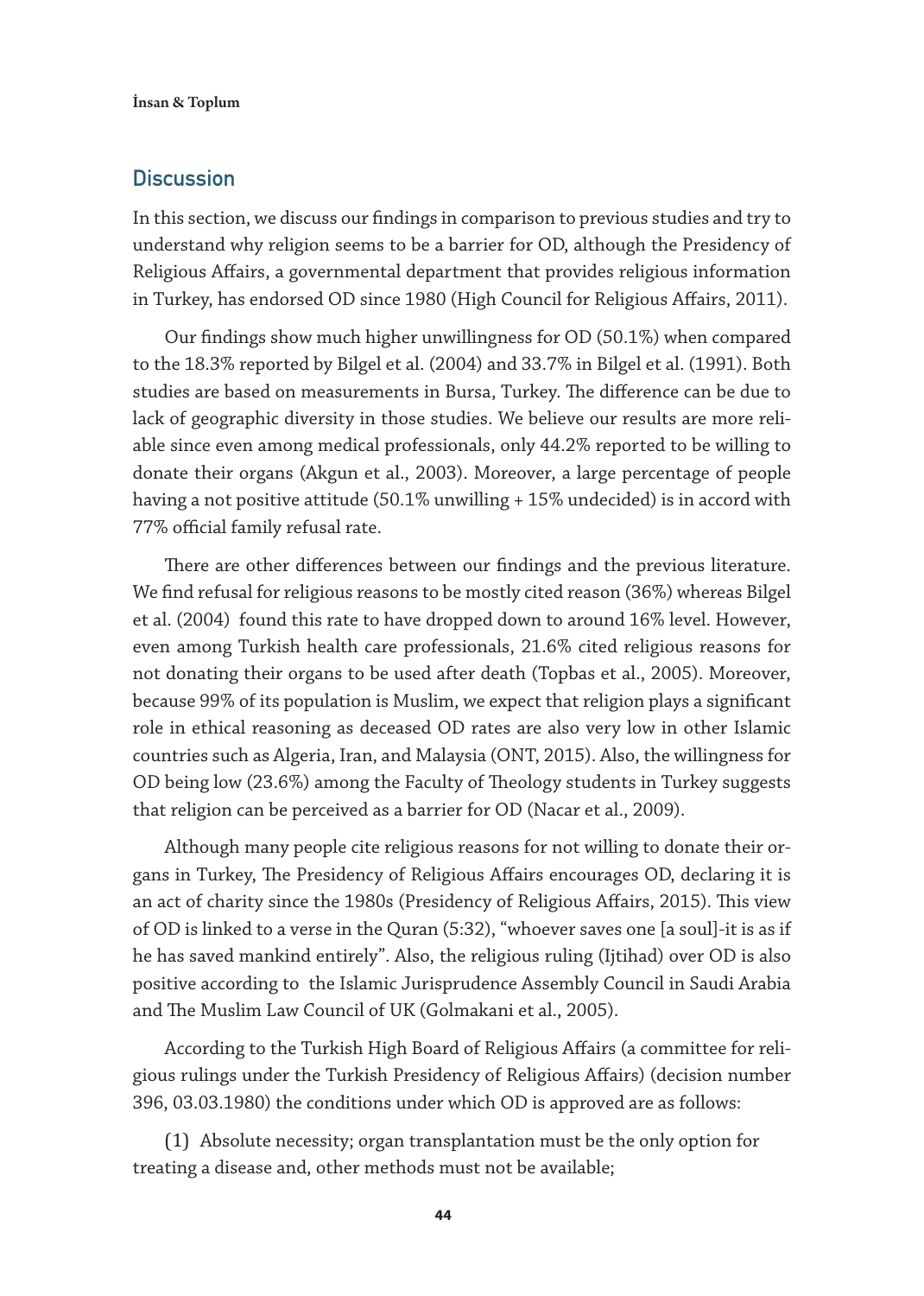## Discussion

In this section, we discuss our findings in comparison to previous studies and try to understand why religion seems to be a barrier for OD, although the Presidency of Religious Affairs, a governmental department that provides religious information in Turkey, has endorsed OD since 1980 (High Council for Religious Affairs, 2011).

Our findings show much higher unwillingness for OD (50.1%) when compared to the 18.3% reported by Bilgel et al. (2004) and 33.7% in Bilgel et al. (1991). Both studies are based on measurements in Bursa, Turkey. The difference can be due to lack of geographic diversity in those studies. We believe our results are more reliable since even among medical professionals, only 44.2% reported to be willing to donate their organs (Akgun et al., 2003). Moreover, a large percentage of people having a not positive attitude (50.1% unwilling + 15% undecided) is in accord with 77% official family refusal rate.

There are other differences between our findings and the previous literature. We find refusal for religious reasons to be mostly cited reason (36%) whereas Bilgel et al. (2004) found this rate to have dropped down to around 16% level. However, even among Turkish health care professionals, 21.6% cited religious reasons for not donating their organs to be used after death (Topbas et al., 2005). Moreover, because 99% of its population is Muslim, we expect that religion plays a significant role in ethical reasoning as deceased OD rates are also very low in other Islamic countries such as Algeria, Iran, and Malaysia (ONT, 2015). Also, the willingness for OD being low (23.6%) among the Faculty of Theology students in Turkey suggests that religion can be perceived as a barrier for OD (Nacar et al., 2009).

Although many people cite religious reasons for not willing to donate their organs in Turkey, The Presidency of Religious Affairs encourages OD, declaring it is an act of charity since the 1980s (Presidency of Religious Affairs, 2015). This view of OD is linked to a verse in the Quran (5:32), "whoever saves one [a soul]-it is as if he has saved mankind entirely". Also, the religious ruling (Ijtihad) over OD is also positive according to the Islamic Jurisprudence Assembly Council in Saudi Arabia and The Muslim Law Council of UK (Golmakani et al., 2005).

According to the Turkish High Board of Religious Affairs (a committee for religious rulings under the Turkish Presidency of Religious Affairs) (decision number 396, 03.03.1980) the conditions under which OD is approved are as follows:

(1) Absolute necessity; organ transplantation must be the only option for treating a disease and, other methods must not be available;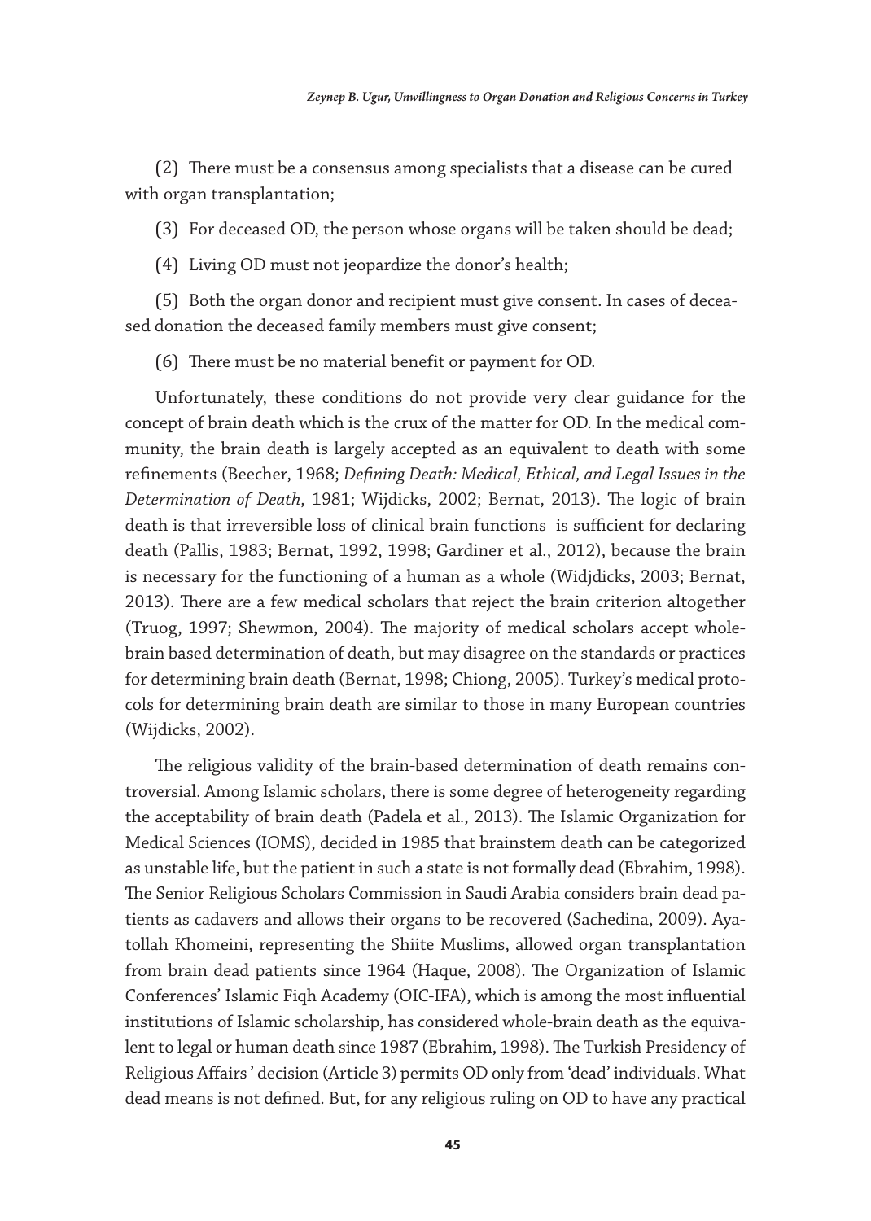(2) There must be a consensus among specialists that a disease can be cured with organ transplantation;

(3) For deceased OD, the person whose organs will be taken should be dead;

(4) Living OD must not jeopardize the donor's health;

(5) Both the organ donor and recipient must give consent. In cases of deceased donation the deceased family members must give consent;

(6) There must be no material benefit or payment for OD.

Unfortunately, these conditions do not provide very clear guidance for the concept of brain death which is the crux of the matter for OD. In the medical community, the brain death is largely accepted as an equivalent to death with some refinements (Beecher, 1968; *Defining Death: Medical, Ethical, and Legal Issues in the Determination of Death*, 1981; Wijdicks, 2002; Bernat, 2013). The logic of brain death is that irreversible loss of clinical brain functions is sufficient for declaring death (Pallis, 1983; Bernat, 1992, 1998; Gardiner et al., 2012), because the brain is necessary for the functioning of a human as a whole (Widjdicks, 2003; Bernat, 2013). There are a few medical scholars that reject the brain criterion altogether (Truog, 1997; Shewmon, 2004). The majority of medical scholars accept whole-brain based determination of death, but may disagree on the standards or practices for determining brain death (Bernat, 1998; Chiong, 2005). Turkey's medical protocols for determining brain death are similar to those in many European countries (Wijdicks, 2002).

The religious validity of the brain-based determination of death remains controversial. Among Islamic scholars, there is some degree of heterogeneity regarding the acceptability of brain death (Padela et al., 2013). The Islamic Organization for Medical Sciences (IOMS), decided in 1985 that brainstem death can be categorized as unstable life, but the patient in such a state is not formally dead (Ebrahim, 1998). The Senior Religious Scholars Commission in Saudi Arabia considers brain dead patients as cadavers and allows their organs to be recovered (Sachedina, 2009). Ayatollah Khomeini, representing the Shiite Muslims, allowed organ transplantation from brain dead patients since 1964 (Haque, 2008). The Organization of Islamic Conferences' Islamic Fiqh Academy (OIC-IFA), which is among the most influential institutions of Islamic scholarship, has considered whole-brain death as the equivalent to legal or human death since 1987 (Ebrahim, 1998). The Turkish Presidency of Religious Affairs' decision (Article 3) permits OD only from 'dead' individuals. What dead means is not defined. But, for any religious ruling on OD to have any practical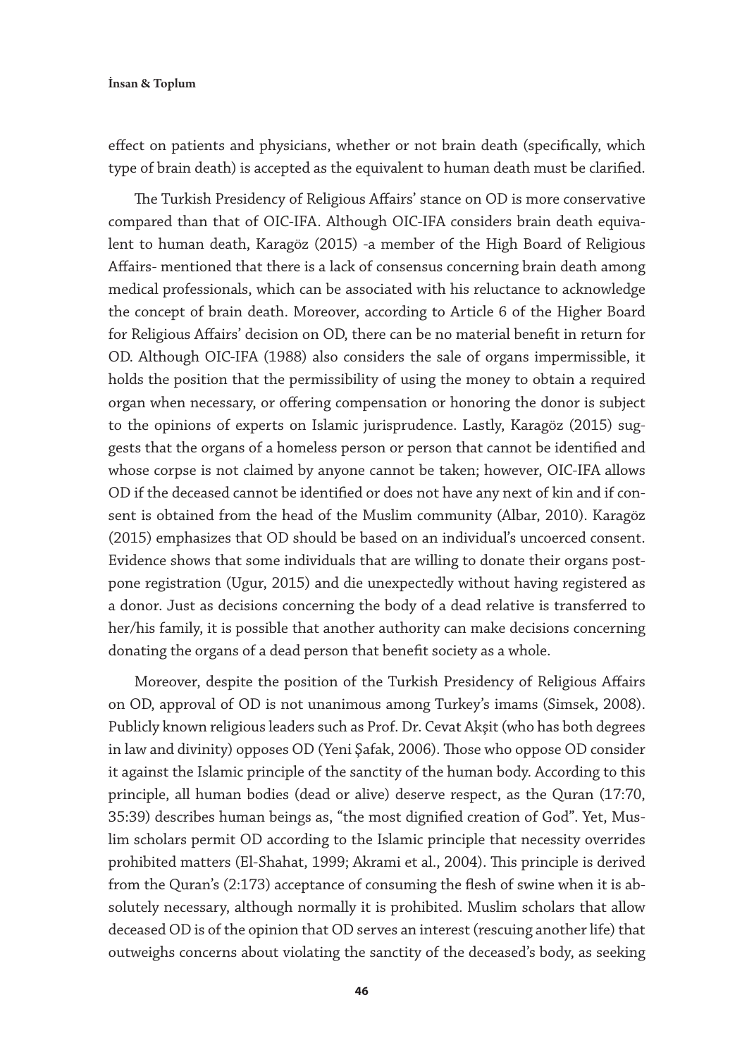effect on patients and physicians, whether or not brain death (specifically, which type of brain death) is accepted as the equivalent to human death must be clarified.

The Turkish Presidency of Religious Affairs' stance on OD is more conservative compared than that of OIC-IFA. Although OIC-IFA considers brain death equivalent to human death, Karagöz (2015) -a member of the High Board of Religious Affairs- mentioned that there is a lack of consensus concerning brain death among medical professionals, which can be associated with his reluctance to acknowledge the concept of brain death. Moreover, according to Article 6 of the Higher Board for Religious Affairs' decision on OD, there can be no material benefit in return for OD. Although OIC-IFA (1988) also considers the sale of organs impermissible, it holds the position that the permissibility of using the money to obtain a required organ when necessary, or offering compensation or honoring the donor is subject to the opinions of experts on Islamic jurisprudence. Lastly, Karagöz (2015) suggests that the organs of a homeless person or person that cannot be identified and whose corpse is not claimed by anyone cannot be taken; however, OIC-IFA allows OD if the deceased cannot be identified or does not have any next of kin and if consent is obtained from the head of the Muslim community (Albar, 2010). Karagöz (2015) emphasizes that OD should be based on an individual's uncoerced consent. Evidence shows that some individuals that are willing to donate their organs postpone registration (Ugur, 2015) and die unexpectedly without having registered as a donor. Just as decisions concerning the body of a dead relative is transferred to her/his family, it is possible that another authority can make decisions concerning donating the organs of a dead person that benefit society as a whole.

Moreover, despite the position of the Turkish Presidency of Religious Affairs on OD, approval of OD is not unanimous among Turkey's imams (Simsek, 2008). Publicly known religious leaders such as Prof. Dr. Cevat Akşit (who has both degrees in law and divinity) opposes OD (Yeni Şafak, 2006). Those who oppose OD consider it against the Islamic principle of the sanctity of the human body. According to this principle, all human bodies (dead or alive) deserve respect, as the Quran (17:70, 35:39) describes human beings as, "the most dignified creation of God". Yet, Muslim scholars permit OD according to the Islamic principle that necessity overrides prohibited matters (El-Shahat, 1999; Akrami et al., 2004). This principle is derived from the Quran's (2:173) acceptance of consuming the flesh of swine when it is absolutely necessary, although normally it is prohibited. Muslim scholars that allow deceased OD is of the opinion that OD serves an interest (rescuing another life) that outweighs concerns about violating the sanctity of the deceased's body, as seeking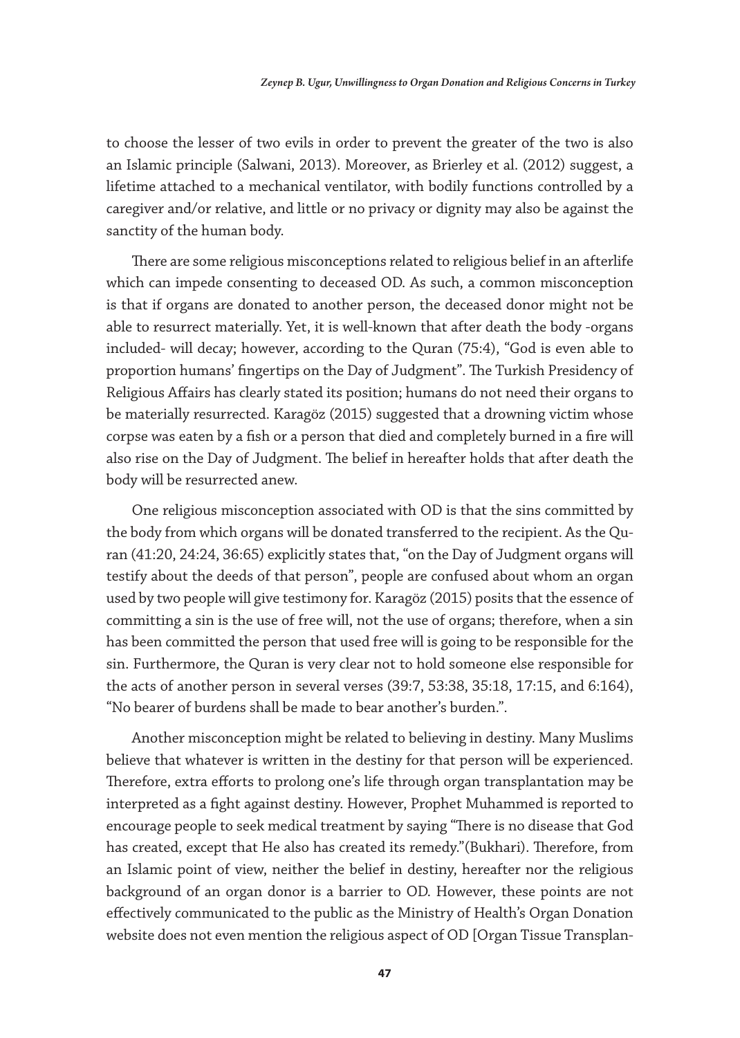to choose the lesser of two evils in order to prevent the greater of the two is also an Islamic principle (Salwani, 2013). Moreover, as Brierley et al. (2012) suggest, a lifetime attached to a mechanical ventilator, with bodily functions controlled by a caregiver and/or relative, and little or no privacy or dignity may also be against the sanctity of the human body.

There are some religious misconceptions related to religious belief in an afterlife which can impede consenting to deceased OD. As such, a common misconception is that if organs are donated to another person, the deceased donor might not be able to resurrect materially. Yet, it is well-known that after death the body -organs included- will decay; however, according to the Quran (75:4), "God is even able to proportion humans' fingertips on the Day of Judgment". The Turkish Presidency of Religious Affairs has clearly stated its position; humans do not need their organs to be materially resurrected. Karagöz (2015) suggested that a drowning victim whose corpse was eaten by a fish or a person that died and completely burned in a fire will also rise on the Day of Judgment. The belief in hereafter holds that after death the body will be resurrected anew.

One religious misconception associated with OD is that the sins committed by the body from which organs will be donated transferred to the recipient. As the Quran (41:20, 24:24, 36:65) explicitly states that, "on the Day of Judgment organs will testify about the deeds of that person", people are confused about whom an organ used by two people will give testimony for. Karagöz (2015) posits that the essence of committing a sin is the use of free will, not the use of organs; therefore, when a sin has been committed the person that used free will is going to be responsible for the sin. Furthermore, the Quran is very clear not to hold someone else responsible for the acts of another person in several verses (39:7, 53:38, 35:18, 17:15, and 6:164), "No bearer of burdens shall be made to bear another's burden.".

Another misconception might be related to believing in destiny. Many Muslims believe that whatever is written in the destiny for that person will be experienced. Therefore, extra efforts to prolong one's life through organ transplantation may be interpreted as a fight against destiny. However, Prophet Muhammed is reported to encourage people to seek medical treatment by saying "There is no disease that God has created, except that He also has created its remedy."(Bukhari). Therefore, from an Islamic point of view, neither the belief in destiny, hereafter nor the religious background of an organ donor is a barrier to OD. However, these points are not effectively communicated to the public as the Ministry of Health's Organ Donation website does not even mention the religious aspect of OD [Organ Tissue Transplan-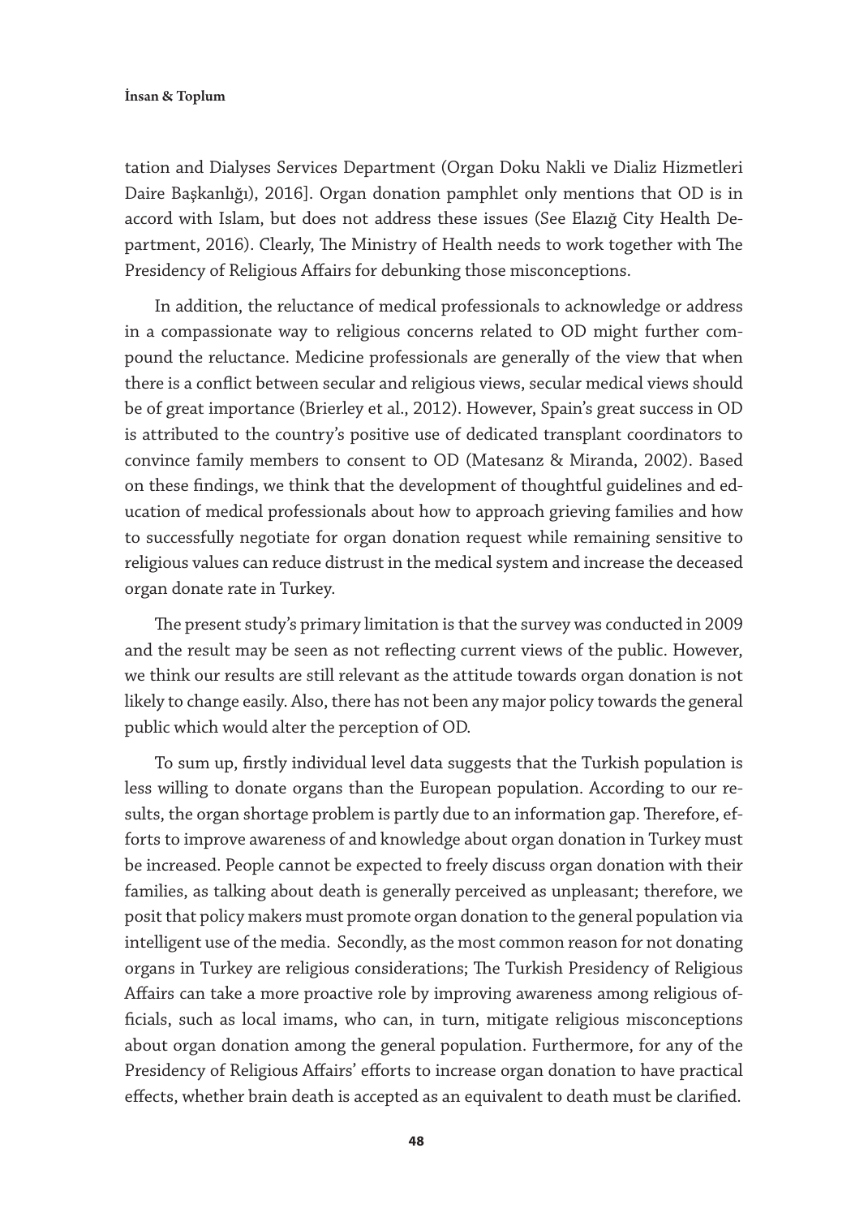tation and Dialyses Services Department (Organ Doku Nakli ve Dializ Hizmetleri Daire Başkanlığı), 2016]. Organ donation pamphlet only mentions that OD is in accord with Islam, but does not address these issues (See Elazığ City Health Department, 2016). Clearly, The Ministry of Health needs to work together with The Presidency of Religious Affairs for debunking those misconceptions.

In addition, the reluctance of medical professionals to acknowledge or address in a compassionate way to religious concerns related to OD might further compound the reluctance. Medicine professionals are generally of the view that when there is a conflict between secular and religious views, secular medical views should be of great importance (Brierley et al., 2012). However, Spain's great success in OD is attributed to the country's positive use of dedicated transplant coordinators to convince family members to consent to OD (Matesanz & Miranda, 2002). Based on these findings, we think that the development of thoughtful guidelines and education of medical professionals about how to approach grieving families and how to successfully negotiate for organ donation request while remaining sensitive to religious values can reduce distrust in the medical system and increase the deceased organ donate rate in Turkey.

The present study's primary limitation is that the survey was conducted in 2009 and the result may be seen as not reflecting current views of the public. However, we think our results are still relevant as the attitude towards organ donation is not likely to change easily. Also, there has not been any major policy towards the general public which would alter the perception of OD.

To sum up, firstly individual level data suggests that the Turkish population is less willing to donate organs than the European population. According to our results, the organ shortage problem is partly due to an information gap. Therefore, efforts to improve awareness of and knowledge about organ donation in Turkey must be increased. People cannot be expected to freely discuss organ donation with their families, as talking about death is generally perceived as unpleasant; therefore, we posit that policy makers must promote organ donation to the general population via intelligent use of the media. Secondly, as the most common reason for not donating organs in Turkey are religious considerations; The Turkish Presidency of Religious Affairs can take a more proactive role by improving awareness among religious officials, such as local imams, who can, in turn, mitigate religious misconceptions about organ donation among the general population. Furthermore, for any of the Presidency of Religious Affairs' efforts to increase organ donation to have practical effects, whether brain death is accepted as an equivalent to death must be clarified.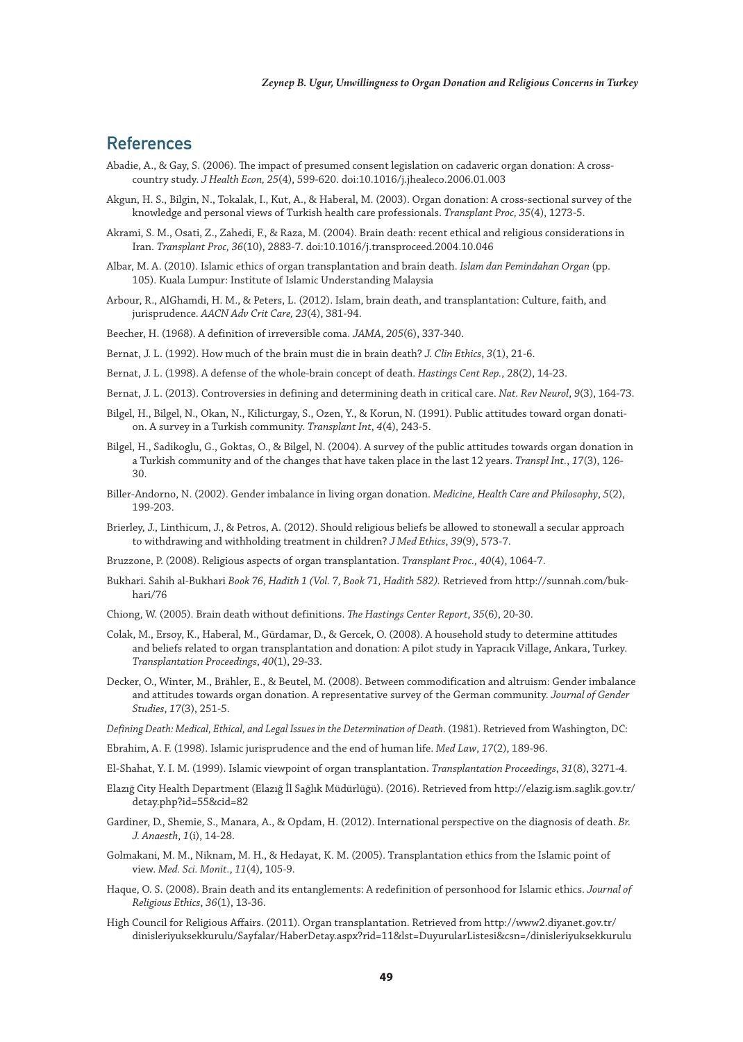## References

Abadie, A., & Gay, S. (2006). The impact of presumed consent legislation on cadaveric organ donation: A cross-country study. *J Health Econ, 25*(4), 599-620. doi:10.1016/j.jhealeco.2006.01.003

Akgun, H. S., Bilgin, N., Tokalak, I., Kut, A., & Haberal, M. (2003). Organ donation: A cross-sectional survey of the knowledge and personal views of Turkish health care professionals. *Transplant Proc, 35*(4), 1273-5.

Akrami, S. M., Osati, Z., Zahedi, F., & Raza, M. (2004). Brain death: recent ethical and religious considerations in Iran. *Transplant Proc, 36*(10), 2883-7. doi:10.1016/j.transproceed.2004.10.046

Albar, M. A. (2010). Islamic ethics of organ transplantation and brain death. *Islam dan Pemindahan Organ* (pp. 105). Kuala Lumpur: Institute of Islamic Understanding Malaysia

Arbour, R., AlGhamdi, H. M., & Peters, L. (2012). Islam, brain death, and transplantation: Culture, faith, and jurisprudence. *AACN Adv Crit Care, 23*(4), 381-94.

Beecher, H. (1968). A definition of irreversible coma. *JAMA*, *205*(6), 337-340.

Bernat, J. L. (1992). How much of the brain must die in brain death? *J. Clin Ethics*, *3*(1), 21-6.

Bernat, J. L. (1998). A defense of the whole-brain concept of death. *Hastings Cent Rep.*, 28(2), 14-23.

Bernat, J. L. (2013). Controversies in defining and determining death in critical care. *Nat. Rev Neurol*, *9*(3), 164-73.

Bilgel, H., Bilgel, N., Okan, N., Kilicturgay, S., Ozen, Y., & Korun, N. (1991). Public attitudes toward organ donation. A survey in a Turkish community. *Transplant Int*, *4*(4), 243-5.

Bilgel, H., Sadikoglu, G., Goktas, O., & Bilgel, N. (2004). A survey of the public attitudes towards organ donation in a Turkish community and of the changes that have taken place in the last 12 years. *Transpl Int.*, *17*(3), 126-30.

Biller-Andorno, N. (2002). Gender imbalance in living organ donation. *Medicine, Health Care and Philosophy*, *5*(2), 199-203.

Brierley, J., Linthicum, J., & Petros, A. (2012). Should religious beliefs be allowed to stonewall a secular approach to withdrawing and withholding treatment in children? *J Med Ethics*, *39*(9), 573-7.

Bruzzone, P. (2008). Religious aspects of organ transplantation. *Transplant Proc., 40*(4), 1064-7.

Bukhari. Sahih al-Bukhari *Book 76, Hadith 1 (Vol. 7, Book 71, Hadith 582).* Retrieved from http://sunnah.com/bukhari/76

Chiong, W. (2005). Brain death without definitions. *The Hastings Center Report*, *35*(6), 20-30.

Colak, M., Ersoy, K., Haberal, M., Gürdamar, D., & Gercek, O. (2008). A household study to determine attitudes and beliefs related to organ transplantation and donation: A pilot study in Yapracık Village, Ankara, Turkey. *Transplantation Proceedings*, *40*(1), 29-33.

Decker, O., Winter, M., Brähler, E., & Beutel, M. (2008). Between commodification and altruism: Gender imbalance and attitudes towards organ donation. A representative survey of the German community. *Journal of Gender Studies*, *17*(3), 251-5.

*Defining Death: Medical, Ethical, and Legal Issues in the Determination of Death*. (1981). Retrieved from Washington, DC:

Ebrahim, A. F. (1998). Islamic jurisprudence and the end of human life. *Med Law*, *17*(2), 189-96.

El-Shahat, Y. I. M. (1999). Islamic viewpoint of organ transplantation. *Transplantation Proceedings*, *31*(8), 3271-4.

Elazığ City Health Department (Elazığ İl Sağlık Müdürlüğü). (2016). Retrieved from http://elazig.ism.saglik.gov.tr/detay.php?id=55&cid=82

Gardiner, D., Shemie, S., Manara, A., & Opdam, H. (2012). International perspective on the diagnosis of death. *Br. J. Anaesth*, *1*(i), 14-28.

Golmakani, M. M., Niknam, M. H., & Hedayat, K. M. (2005). Transplantation ethics from the Islamic point of view. *Med. Sci. Monit.*, *11*(4), 105-9.

Haque, O. S. (2008). Brain death and its entanglements: A redefinition of personhood for Islamic ethics. *Journal of Religious Ethics*, *36*(1), 13-36.

High Council for Religious Affairs. (2011). Organ transplantation. Retrieved from http://www2.diyanet.gov.tr/dinisleriyuksekkurulu/Sayfalar/HaberDetay.aspx?rid=11&lst=DuyurularListesi&csn=/dinisleriyuksekkurulu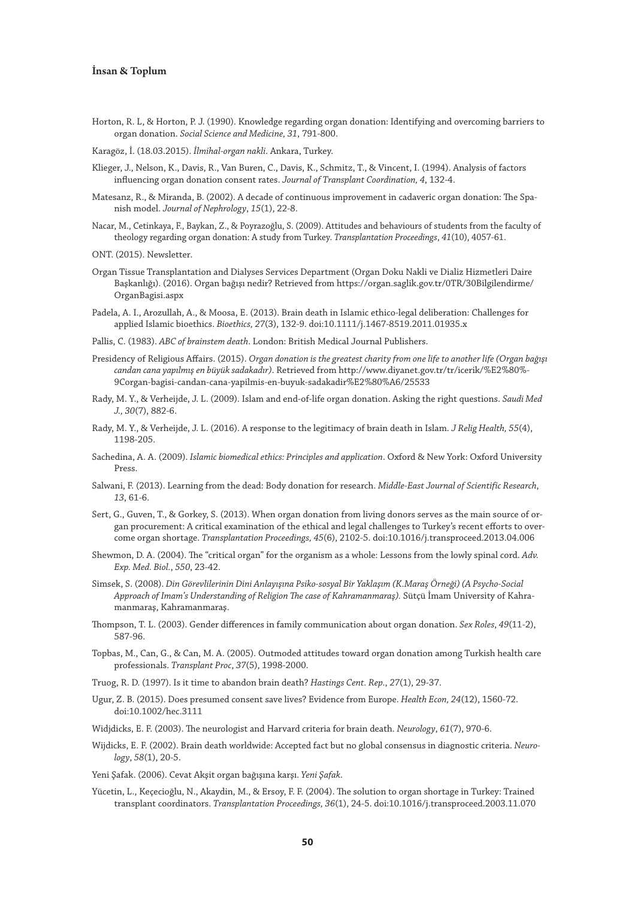Horton, R. L, & Horton, P. J. (1990). Knowledge regarding organ donation: Identifying and overcoming barriers to organ donation. *Social Science and Medicine, 31*, 791-800.

Karagöz, İ. (18.03.2015). *İlmihal-organ nakli*. Ankara, Turkey.

Klieger, J., Nelson, K., Davis, R., Van Buren, C., Davis, K., Schmitz, T., & Vincent, I. (1994). Analysis of factors influencing organ donation consent rates. *Journal of Transplant Coordination, 4*, 132-4.

Matesanz, R., & Miranda, B. (2002). A decade of continuous improvement in cadaveric organ donation: The Spanish model. *Journal of Nephrology*, *15*(1), 22-8.

Nacar, M., Cetinkaya, F., Baykan, Z., & Poyrazoğlu, S. (2009). Attitudes and behaviours of students from the faculty of theology regarding organ donation: A study from Turkey. *Transplantation Proceedings*, *41*(10), 4057-61.

ONT. (2015). Newsletter.

Organ Tissue Transplantation and Dialyses Services Department (Organ Doku Nakli ve Dializ Hizmetleri Daire Başkanlığı). (2016). Organ bağışı nedir? Retrieved from https://organ.saglik.gov.tr/0TR/30Bilgilendirme/OrganBagisi.aspx

Padela, A. I., Arozullah, A., & Moosa, E. (2013). Brain death in Islamic ethico-legal deliberation: Challenges for applied Islamic bioethics. *Bioethics, 27*(3), 132-9. doi:10.1111/j.1467-8519.2011.01935.x

Pallis, C. (1983). *ABC of brainstem death*. London: British Medical Journal Publishers.

Presidency of Religious Affairs. (2015). *Organ donation is the greatest charity from one life to another life (Organ bağışı candan cana yapılmış en büyük sadakadır)*. Retrieved from http://www.diyanet.gov.tr/tr/icerik/%E2%80%9Corgan-bagisi-candan-cana-yapilmis-en-buyuk-sadakadir%E2%80%A6/25533

Rady, M. Y., & Verheijde, J. L. (2009). Islam and end-of-life organ donation. Asking the right questions. *Saudi Med J., 30*(7), 882-6.

Rady, M. Y., & Verheijde, J. L. (2016). A response to the legitimacy of brain death in Islam. *J Relig Health, 55*(4), 1198-205.

Sachedina, A. A. (2009). *Islamic biomedical ethics: Principles and application*. Oxford & New York: Oxford University Press.

Salwani, F. (2013). Learning from the dead: Body donation for research. *Middle-East Journal of Scientific Research*, *13*, 61-6.

Sert, G., Guven, T., & Gorkey, S. (2013). When organ donation from living donors serves as the main source of organ procurement: A critical examination of the ethical and legal challenges to Turkey's recent efforts to overcome organ shortage. *Transplantation Proceedings, 45*(6), 2102-5. doi:10.1016/j.transproceed.2013.04.006

Shewmon, D. A. (2004). The "critical organ" for the organism as a whole: Lessons from the lowly spinal cord. *Adv. Exp. Med. Biol.*, *550*, 23-42.

Simsek, S. (2008). *Din Görevlilerinin Dini Anlayışına Psiko-sosyal Bir Yaklaşım (K.Maraş Örneği) (A Psycho-Social Approach of Imam's Understanding of Religion The case of Kahramanmaraş)*. Sütçü İmam University of Kahramanmaraş, Kahramanmaraş.

Thompson, T. L. (2003). Gender differences in family communication about organ donation. *Sex Roles*, *49*(11-2), 587-96.

Topbas, M., Can, G., & Can, M. A. (2005). Outmoded attitudes toward organ donation among Turkish health care professionals. *Transplant Proc*, *37*(5), 1998-2000.

Truog, R. D. (1997). Is it time to abandon brain death? *Hastings Cent. Rep.*, *27*(1), 29-37.

Ugur, Z. B. (2015). Does presumed consent save lives? Evidence from Europe. *Health Econ, 24*(12), 1560-72. doi:10.1002/hec.3111

Widjdicks, E. F. (2003). The neurologist and Harvard criteria for brain death. *Neurology*, *61*(7), 970-6.

Wijdicks, E. F. (2002). Brain death worldwide: Accepted fact but no global consensus in diagnostic criteria. *Neurology*, *58*(1), 20-5.

Yeni Şafak. (2006). Cevat Akşit organ bağışına karşı. *Yeni Şafak*.

Yücetin, L., Keçecioğlu, N., Akaydin, M., & Ersoy, F. F. (2004). The solution to organ shortage in Turkey: Trained transplant coordinators. *Transplantation Proceedings, 36*(1), 24-5. doi:10.1016/j.transproceed.2003.11.070